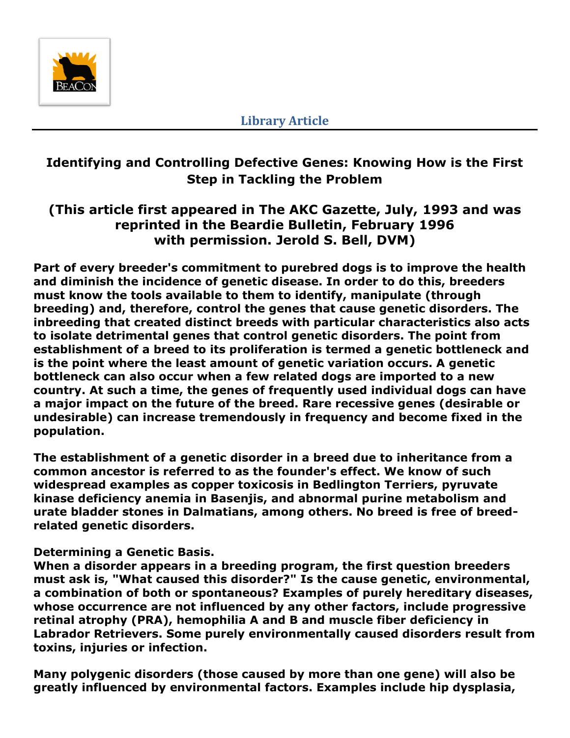Library Article

# Identifying and Controlling Defective Genes: Knowing How is the First Step in Tackling the Problem

## (This article first appeared in The AKC Gazette, July, 1993 and was reprinted in the Beardie Bulletin, February 1996 with permission. Jerold S. Bell, DVM)

**Part of every breeder's commitment to purebred dogs is to improve the health and diminish the incidence of genetic disease. In order to do this, breeders must know the tools available to them to identify, manipulate (through breeding) and, therefore, control the genes that cause genetic disorders. The inbreeding that created distinct breeds with particular characteristics also acts to isolate detrimental genes that control genetic disorders. The point from establishment of a breed to its proliferation is termed a genetic bottleneck and is the point where the least amount of genetic variation occurs. A genetic bottleneck can also occur when a few related dogs are imported to a new country. At such a time, the genes of frequently used individual dogs can have a major impact on the future of the breed. Rare recessive genes (desirable or undesirable) can increase tremendously in frequency and become fixed in the population.**

**The establishment of a genetic disorder in a breed due to inheritance from a common ancestor is referred to as the founder's effect. We know of such widespread examples as copper toxicosis in Bedlington Terriers, pyruvate kinase deficiency anemia in Basenjis, and abnormal purine metabolism and urate bladder stones in Dalmatians, among others. No breed is free of breed-related genetic disorders.**

**Determining a Genetic Basis.**
**When a disorder appears in a breeding program, the first question breeders must ask is, "What caused this disorder?" Is the cause genetic, environmental, a combination of both or spontaneous? Examples of purely hereditary diseases, whose occurrence are not influenced by any other factors, include progressive retinal atrophy (PRA), hemophilia A and B and muscle fiber deficiency in Labrador Retrievers. Some purely environmentally caused disorders result from toxins, injuries or infection.**

**Many polygenic disorders (those caused by more than one gene) will also be greatly influenced by environmental factors. Examples include hip dysplasia,**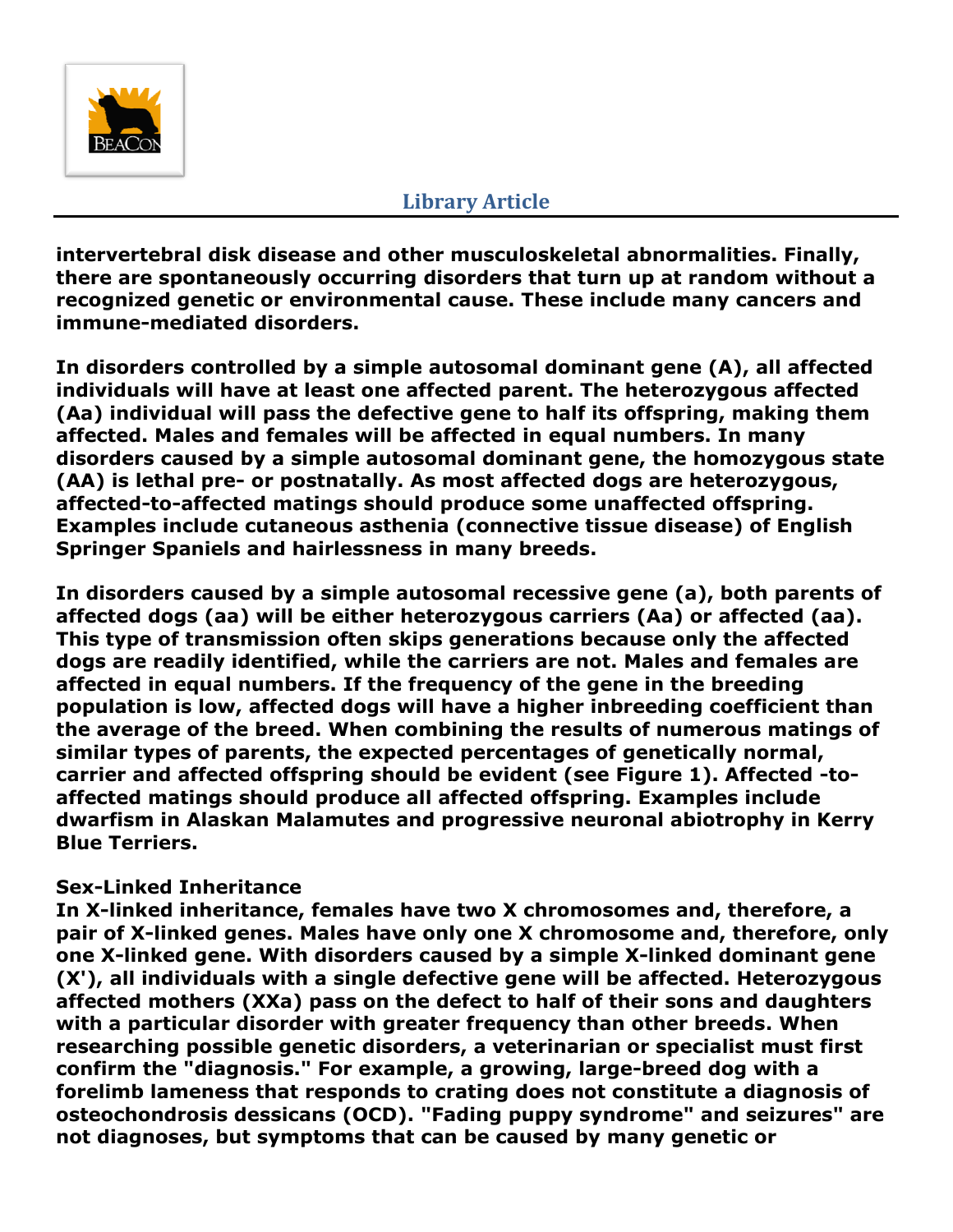**intervertebral disk disease and other musculoskeletal abnormalities. Finally, there are spontaneously occurring disorders that turn up at random without a recognized genetic or environmental cause. These include many cancers and immune-mediated disorders.**

**In disorders controlled by a simple autosomal dominant gene (A), all affected individuals will have at least one affected parent. The heterozygous affected (Aa) individual will pass the defective gene to half its offspring, making them affected. Males and females will be affected in equal numbers. In many disorders caused by a simple autosomal dominant gene, the homozygous state (AA) is lethal pre- or postnatally. As most affected dogs are heterozygous, affected-to-affected matings should produce some unaffected offspring. Examples include cutaneous asthenia (connective tissue disease) of English Springer Spaniels and hairlessness in many breeds.**

**In disorders caused by a simple autosomal recessive gene (a), both parents of affected dogs (aa) will be either heterozygous carriers (Aa) or affected (aa). This type of transmission often skips generations because only the affected dogs are readily identified, while the carriers are not. Males and females are affected in equal numbers. If the frequency of the gene in the breeding population is low, affected dogs will have a higher inbreeding coefficient than the average of the breed. When combining the results of numerous matings of similar types of parents, the expected percentages of genetically normal, carrier and affected offspring should be evident (see Figure 1). Affected -to-affected matings should produce all affected offspring. Examples include dwarfism in Alaskan Malamutes and progressive neuronal abiotrophy in Kerry Blue Terriers.**

**Sex-Linked Inheritance**

**In X-linked inheritance, females have two X chromosomes and, therefore, a pair of X-linked genes. Males have only one X chromosome and, therefore, only one X-linked gene. With disorders caused by a simple X-linked dominant gene (X'), all individuals with a single defective gene will be affected. Heterozygous affected mothers (XXa) pass on the defect to half of their sons and daughters with a particular disorder with greater frequency than other breeds. When researching possible genetic disorders, a veterinarian or specialist must first confirm the "diagnosis." For example, a growing, large-breed dog with a forelimb lameness that responds to crating does not constitute a diagnosis of osteochondrosis dessicans (OCD). "Fading puppy syndrome" and seizures" are not diagnoses, but symptoms that can be caused by many genetic or**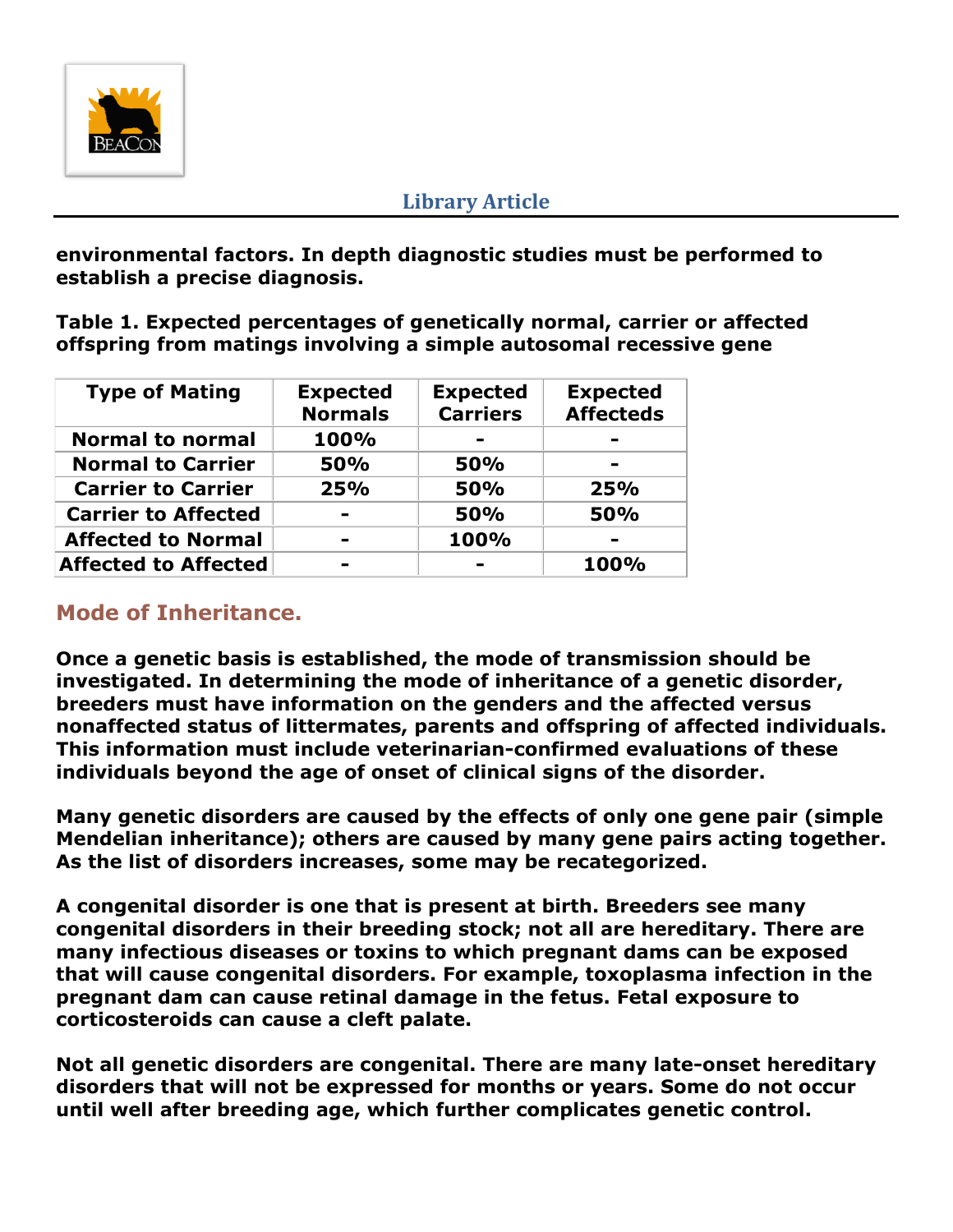**environmental factors. In depth diagnostic studies must be performed to establish a precise diagnosis.**

**Table 1. Expected percentages of genetically normal, carrier or affected offspring from matings involving a simple autosomal recessive gene**

| Type of Mating | Expected Normals | Expected Carriers | Expected Affecteds |
|---|---|---|---|
| Normal to normal | 100% | - | - |
| Normal to Carrier | 50% | 50% | - |
| Carrier to Carrier | 25% | 50% | 25% |
| Carrier to Affected | - | 50% | 50% |
| Affected to Normal | - | 100% | - |
| Affected to Affected | - | - | 100% |

## Mode of Inheritance.

**Once a genetic basis is established, the mode of transmission should be investigated. In determining the mode of inheritance of a genetic disorder, breeders must have information on the genders and the affected versus nonaffected status of littermates, parents and offspring of affected individuals. This information must include veterinarian-confirmed evaluations of these individuals beyond the age of onset of clinical signs of the disorder.**

**Many genetic disorders are caused by the effects of only one gene pair (simple Mendelian inheritance); others are caused by many gene pairs acting together. As the list of disorders increases, some may be recategorized.**

**A congenital disorder is one that is present at birth. Breeders see many congenital disorders in their breeding stock; not all are hereditary. There are many infectious diseases or toxins to which pregnant dams can be exposed that will cause congenital disorders. For example, toxoplasma infection in the pregnant dam can cause retinal damage in the fetus. Fetal exposure to corticosteroids can cause a cleft palate.**

**Not all genetic disorders are congenital. There are many late-onset hereditary disorders that will not be expressed for months or years. Some do not occur until well after breeding age, which further complicates genetic control.**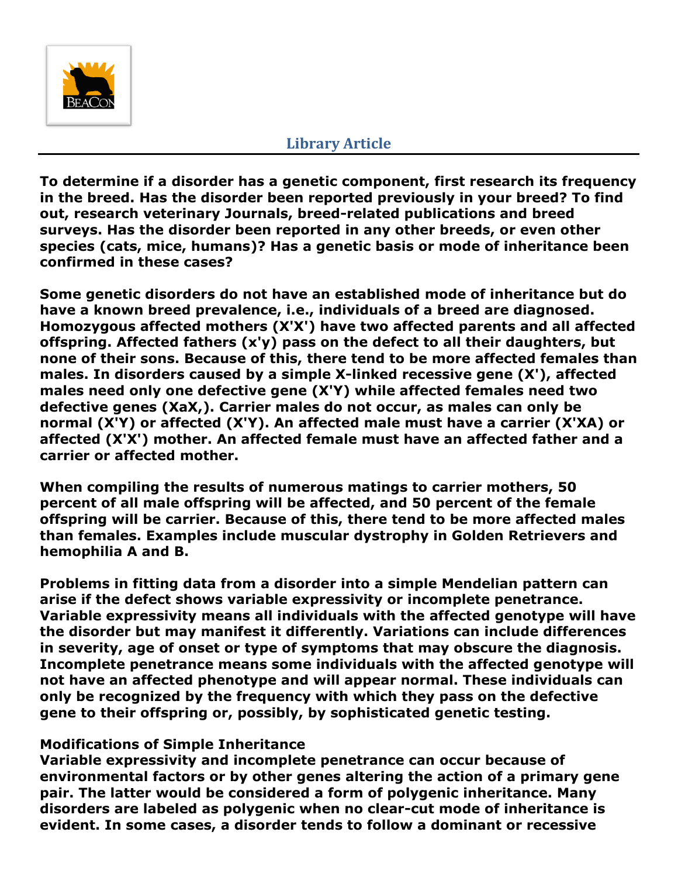## Library Article

**To determine if a disorder has a genetic component, first research its frequency in the breed. Has the disorder been reported previously in your breed? To find out, research veterinary Journals, breed-related publications and breed surveys. Has the disorder been reported in any other breeds, or even other species (cats, mice, humans)? Has a genetic basis or mode of inheritance been confirmed in these cases?**

**Some genetic disorders do not have an established mode of inheritance but do have a known breed prevalence, i.e., individuals of a breed are diagnosed. Homozygous affected mothers (X'X') have two affected parents and all affected offspring. Affected fathers (x'y) pass on the defect to all their daughters, but none of their sons. Because of this, there tend to be more affected females than males. In disorders caused by a simple X-linked recessive gene (X'), affected males need only one defective gene (X'Y) while affected females need two defective genes (XaX,). Carrier males do not occur, as males can only be normal (X'Y) or affected (X'Y). An affected male must have a carrier (X'XA) or affected (X'X') mother. An affected female must have an affected father and a carrier or affected mother.**

**When compiling the results of numerous matings to carrier mothers, 50 percent of all male offspring will be affected, and 50 percent of the female offspring will be carrier. Because of this, there tend to be more affected males than females. Examples include muscular dystrophy in Golden Retrievers and hemophilia A and B.**

**Problems in fitting data from a disorder into a simple Mendelian pattern can arise if the defect shows variable expressivity or incomplete penetrance. Variable expressivity means all individuals with the affected genotype will have the disorder but may manifest it differently. Variations can include differences in severity, age of onset or type of symptoms that may obscure the diagnosis. Incomplete penetrance means some individuals with the affected genotype will not have an affected phenotype and will appear normal. These individuals can only be recognized by the frequency with which they pass on the defective gene to their offspring or, possibly, by sophisticated genetic testing.**

**Modifications of Simple Inheritance**

**Variable expressivity and incomplete penetrance can occur because of environmental factors or by other genes altering the action of a primary gene pair. The latter would be considered a form of polygenic inheritance. Many disorders are labeled as polygenic when no clear-cut mode of inheritance is evident. In some cases, a disorder tends to follow a dominant or recessive**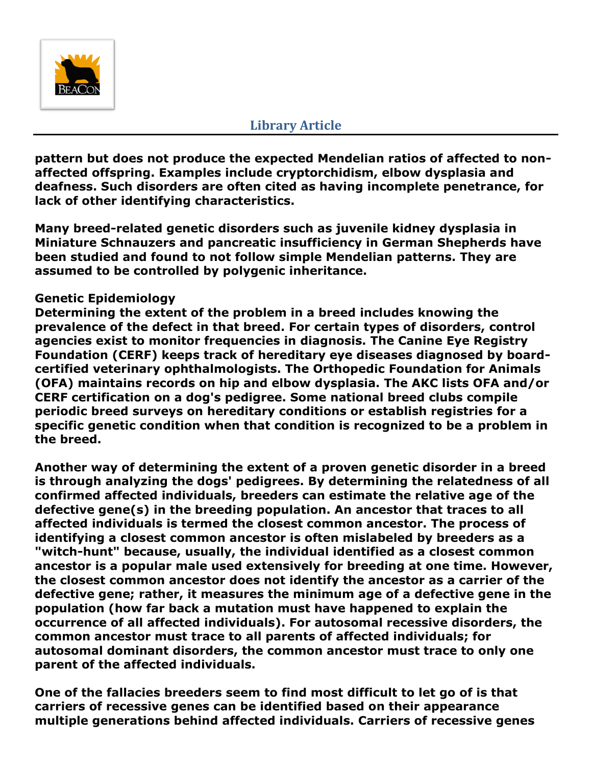pattern but does not produce the expected Mendelian ratios of affected to non-affected offspring. Examples include cryptorchidism, elbow dysplasia and deafness. Such disorders are often cited as having incomplete penetrance, for lack of other identifying characteristics.

Many breed-related genetic disorders such as juvenile kidney dysplasia in Miniature Schnauzers and pancreatic insufficiency in German Shepherds have been studied and found to not follow simple Mendelian patterns. They are assumed to be controlled by polygenic inheritance.

**Genetic Epidemiology**

Determining the extent of the problem in a breed includes knowing the prevalence of the defect in that breed. For certain types of disorders, control agencies exist to monitor frequencies in diagnosis. The Canine Eye Registry Foundation (CERF) keeps track of hereditary eye diseases diagnosed by board-certified veterinary ophthalmologists. The Orthopedic Foundation for Animals (OFA) maintains records on hip and elbow dysplasia. The AKC lists OFA and/or CERF certification on a dog's pedigree. Some national breed clubs compile periodic breed surveys on hereditary conditions or establish registries for a specific genetic condition when that condition is recognized to be a problem in the breed.

Another way of determining the extent of a proven genetic disorder in a breed is through analyzing the dogs' pedigrees. By determining the relatedness of all confirmed affected individuals, breeders can estimate the relative age of the defective gene(s) in the breeding population. An ancestor that traces to all affected individuals is termed the closest common ancestor. The process of identifying a closest common ancestor is often mislabeled by breeders as a "witch-hunt" because, usually, the individual identified as a closest common ancestor is a popular male used extensively for breeding at one time. However, the closest common ancestor does not identify the ancestor as a carrier of the defective gene; rather, it measures the minimum age of a defective gene in the population (how far back a mutation must have happened to explain the occurrence of all affected individuals). For autosomal recessive disorders, the common ancestor must trace to all parents of affected individuals; for autosomal dominant disorders, the common ancestor must trace to only one parent of the affected individuals.

One of the fallacies breeders seem to find most difficult to let go of is that carriers of recessive genes can be identified based on their appearance multiple generations behind affected individuals. Carriers of recessive genes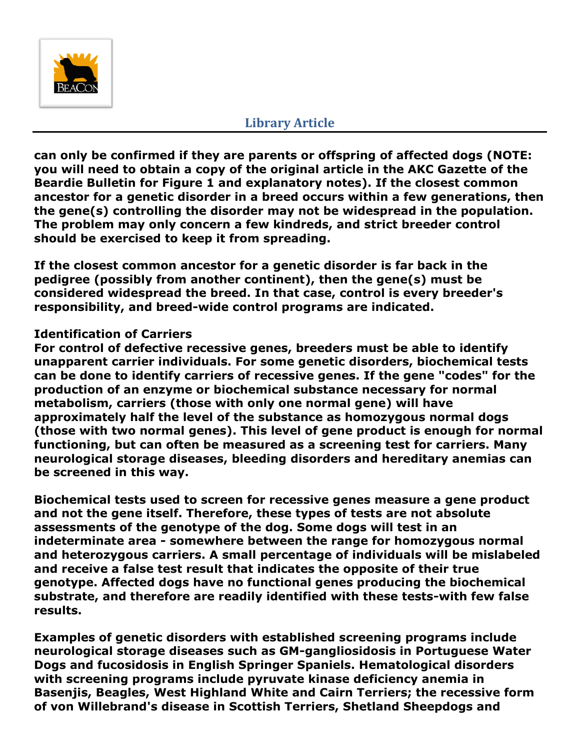can only be confirmed if they are parents or offspring of affected dogs (NOTE: you will need to obtain a copy of the original article in the AKC Gazette of the Beardie Bulletin for Figure 1 and explanatory notes). If the closest common ancestor for a genetic disorder in a breed occurs within a few generations, then the gene(s) controlling the disorder may not be widespread in the population. The problem may only concern a few kindreds, and strict breeder control should be exercised to keep it from spreading.

If the closest common ancestor for a genetic disorder is far back in the pedigree (possibly from another continent), then the gene(s) must be considered widespread the breed. In that case, control is every breeder's responsibility, and breed-wide control programs are indicated.

**Identification of Carriers**

For control of defective recessive genes, breeders must be able to identify unapparent carrier individuals. For some genetic disorders, biochemical tests can be done to identify carriers of recessive genes. If the gene "codes" for the production of an enzyme or biochemical substance necessary for normal metabolism, carriers (those with only one normal gene) will have approximately half the level of the substance as homozygous normal dogs (those with two normal genes). This level of gene product is enough for normal functioning, but can often be measured as a screening test for carriers. Many neurological storage diseases, bleeding disorders and hereditary anemias can be screened in this way.

Biochemical tests used to screen for recessive genes measure a gene product and not the gene itself. Therefore, these types of tests are not absolute assessments of the genotype of the dog. Some dogs will test in an indeterminate area - somewhere between the range for homozygous normal and heterozygous carriers. A small percentage of individuals will be mislabeled and receive a false test result that indicates the opposite of their true genotype. Affected dogs have no functional genes producing the biochemical substrate, and therefore are readily identified with these tests-with few false results.

Examples of genetic disorders with established screening programs include neurological storage diseases such as GM-gangliosidosis in Portuguese Water Dogs and fucosidosis in English Springer Spaniels. Hematological disorders with screening programs include pyruvate kinase deficiency anemia in Basenjis, Beagles, West Highland White and Cairn Terriers; the recessive form of von Willebrand's disease in Scottish Terriers, Shetland Sheepdogs and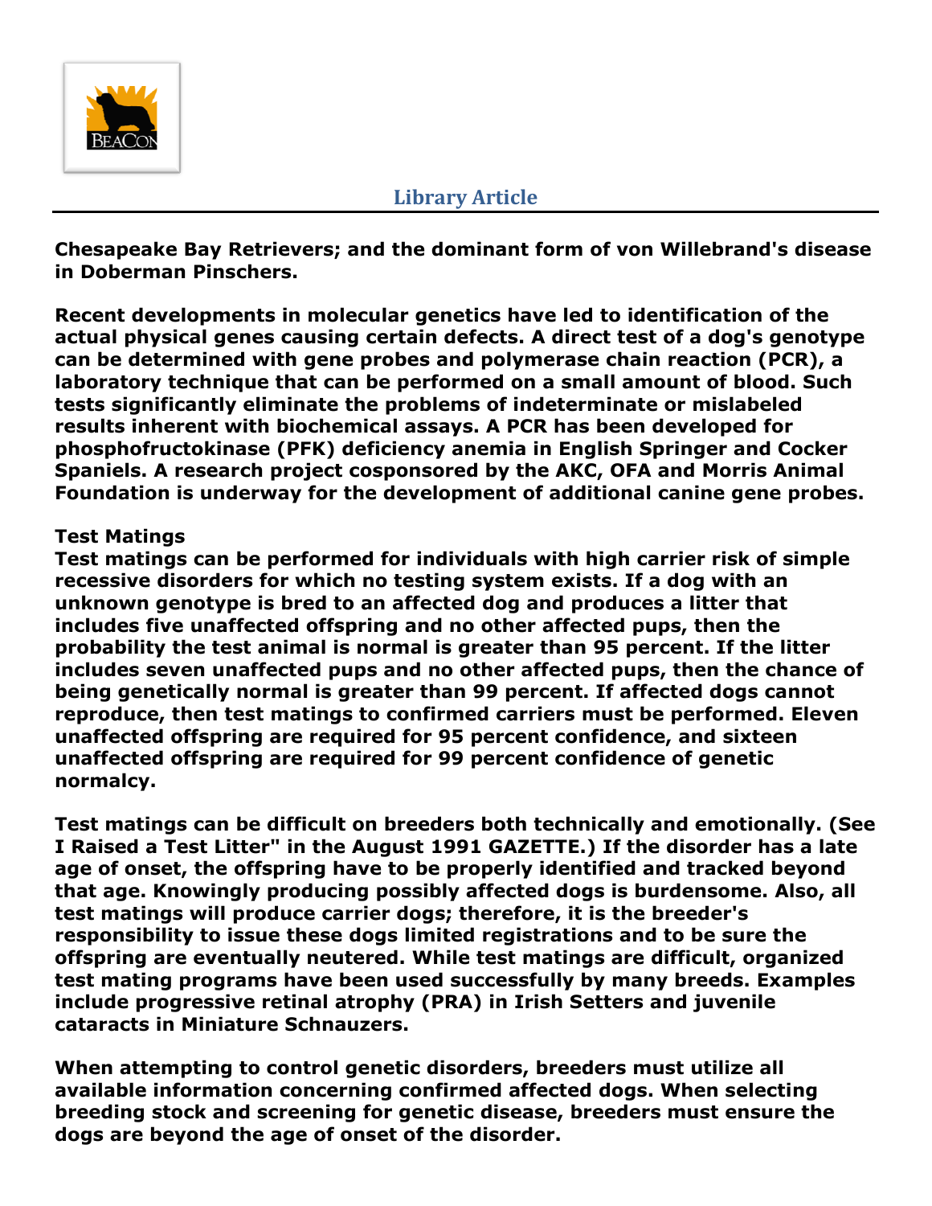**Chesapeake Bay Retrievers; and the dominant form of von Willebrand's disease in Doberman Pinschers.**

**Recent developments in molecular genetics have led to identification of the actual physical genes causing certain defects. A direct test of a dog's genotype can be determined with gene probes and polymerase chain reaction (PCR), a laboratory technique that can be performed on a small amount of blood. Such tests significantly eliminate the problems of indeterminate or mislabeled results inherent with biochemical assays. A PCR has been developed for phosphofructokinase (PFK) deficiency anemia in English Springer and Cocker Spaniels. A research project cosponsored by the AKC, OFA and Morris Animal Foundation is underway for the development of additional canine gene probes.**

**Test Matings**

**Test matings can be performed for individuals with high carrier risk of simple recessive disorders for which no testing system exists. If a dog with an unknown genotype is bred to an affected dog and produces a litter that includes five unaffected offspring and no other affected pups, then the probability the test animal is normal is greater than 95 percent. If the litter includes seven unaffected pups and no other affected pups, then the chance of being genetically normal is greater than 99 percent. If affected dogs cannot reproduce, then test matings to confirmed carriers must be performed. Eleven unaffected offspring are required for 95 percent confidence, and sixteen unaffected offspring are required for 99 percent confidence of genetic normalcy.**

**Test matings can be difficult on breeders both technically and emotionally. (See I Raised a Test Litter" in the August 1991 GAZETTE.) If the disorder has a late age of onset, the offspring have to be properly identified and tracked beyond that age. Knowingly producing possibly affected dogs is burdensome. Also, all test matings will produce carrier dogs; therefore, it is the breeder's responsibility to issue these dogs limited registrations and to be sure the offspring are eventually neutered. While test matings are difficult, organized test mating programs have been used successfully by many breeds. Examples include progressive retinal atrophy (PRA) in Irish Setters and juvenile cataracts in Miniature Schnauzers.**

**When attempting to control genetic disorders, breeders must utilize all available information concerning confirmed affected dogs. When selecting breeding stock and screening for genetic disease, breeders must ensure the dogs are beyond the age of onset of the disorder.**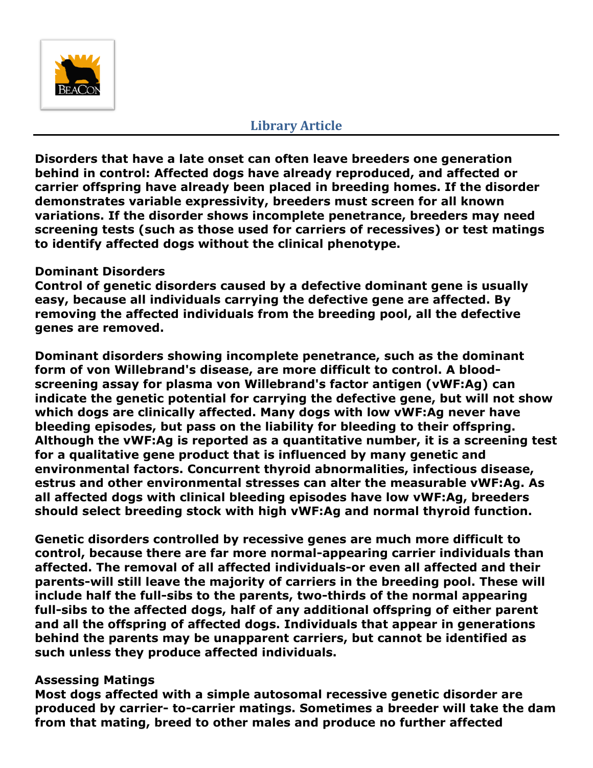**Disorders that have a late onset can often leave breeders one generation behind in control: Affected dogs have already reproduced, and affected or carrier offspring have already been placed in breeding homes. If the disorder demonstrates variable expressivity, breeders must screen for all known variations. If the disorder shows incomplete penetrance, breeders may need screening tests (such as those used for carriers of recessives) or test matings to identify affected dogs without the clinical phenotype.**

**Dominant Disorders**

**Control of genetic disorders caused by a defective dominant gene is usually easy, because all individuals carrying the defective gene are affected. By removing the affected individuals from the breeding pool, all the defective genes are removed.**

**Dominant disorders showing incomplete penetrance, such as the dominant form of von Willebrand's disease, are more difficult to control. A blood-screening assay for plasma von Willebrand's factor antigen (vWF:Ag) can indicate the genetic potential for carrying the defective gene, but will not show which dogs are clinically affected. Many dogs with low vWF:Ag never have bleeding episodes, but pass on the liability for bleeding to their offspring. Although the vWF:Ag is reported as a quantitative number, it is a screening test for a qualitative gene product that is influenced by many genetic and environmental factors. Concurrent thyroid abnormalities, infectious disease, estrus and other environmental stresses can alter the measurable vWF:Ag. As all affected dogs with clinical bleeding episodes have low vWF:Ag, breeders should select breeding stock with high vWF:Ag and normal thyroid function.**

**Genetic disorders controlled by recessive genes are much more difficult to control, because there are far more normal-appearing carrier individuals than affected. The removal of all affected individuals-or even all affected and their parents-will still leave the majority of carriers in the breeding pool. These will include half the full-sibs to the parents, two-thirds of the normal appearing full-sibs to the affected dogs, half of any additional offspring of either parent and all the offspring of affected dogs. Individuals that appear in generations behind the parents may be unapparent carriers, but cannot be identified as such unless they produce affected individuals.**

**Assessing Matings**

**Most dogs affected with a simple autosomal recessive genetic disorder are produced by carrier- to-carrier matings. Sometimes a breeder will take the dam from that mating, breed to other males and produce no further affected**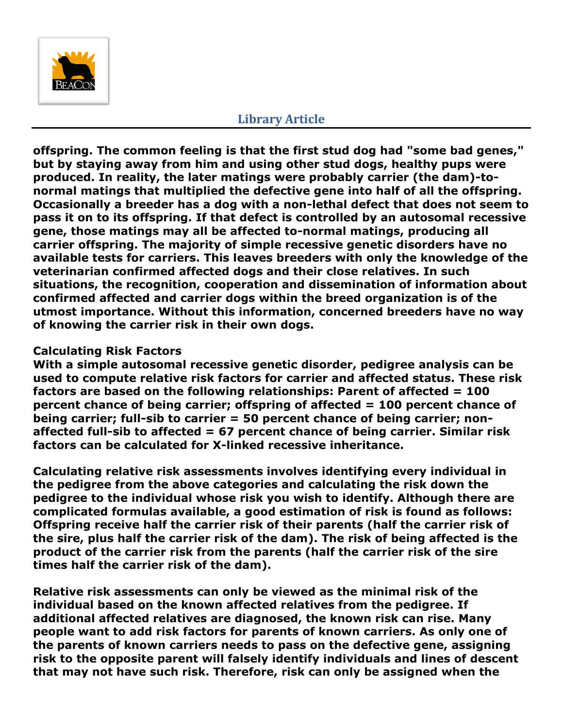**offspring. The common feeling is that the first stud dog had "some bad genes," but by staying away from him and using other stud dogs, healthy pups were produced. In reality, the later matings were probably carrier (the dam)-to-normal matings that multiplied the defective gene into half of all the offspring. Occasionally a breeder has a dog with a non-lethal defect that does not seem to pass it on to its offspring. If that defect is controlled by an autosomal recessive gene, those matings may all be affected to-normal matings, producing all carrier offspring. The majority of simple recessive genetic disorders have no available tests for carriers. This leaves breeders with only the knowledge of the veterinarian confirmed affected dogs and their close relatives. In such situations, the recognition, cooperation and dissemination of information about confirmed affected and carrier dogs within the breed organization is of the utmost importance. Without this information, concerned breeders have no way of knowing the carrier risk in their own dogs.**

**Calculating Risk Factors**

**With a simple autosomal recessive genetic disorder, pedigree analysis can be used to compute relative risk factors for carrier and affected status. These risk factors are based on the following relationships: Parent of affected = 100 percent chance of being carrier; offspring of affected = 100 percent chance of being carrier; full-sib to carrier = 50 percent chance of being carrier; non-affected full-sib to affected = 67 percent chance of being carrier. Similar risk factors can be calculated for X-linked recessive inheritance.**

**Calculating relative risk assessments involves identifying every individual in the pedigree from the above categories and calculating the risk down the pedigree to the individual whose risk you wish to identify. Although there are complicated formulas available, a good estimation of risk is found as follows: Offspring receive half the carrier risk of their parents (half the carrier risk of the sire, plus half the carrier risk of the dam). The risk of being affected is the product of the carrier risk from the parents (half the carrier risk of the sire times half the carrier risk of the dam).**

**Relative risk assessments can only be viewed as the minimal risk of the individual based on the known affected relatives from the pedigree. If additional affected relatives are diagnosed, the known risk can rise. Many people want to add risk factors for parents of known carriers. As only one of the parents of known carriers needs to pass on the defective gene, assigning risk to the opposite parent will falsely identify individuals and lines of descent that may not have such risk. Therefore, risk can only be assigned when the**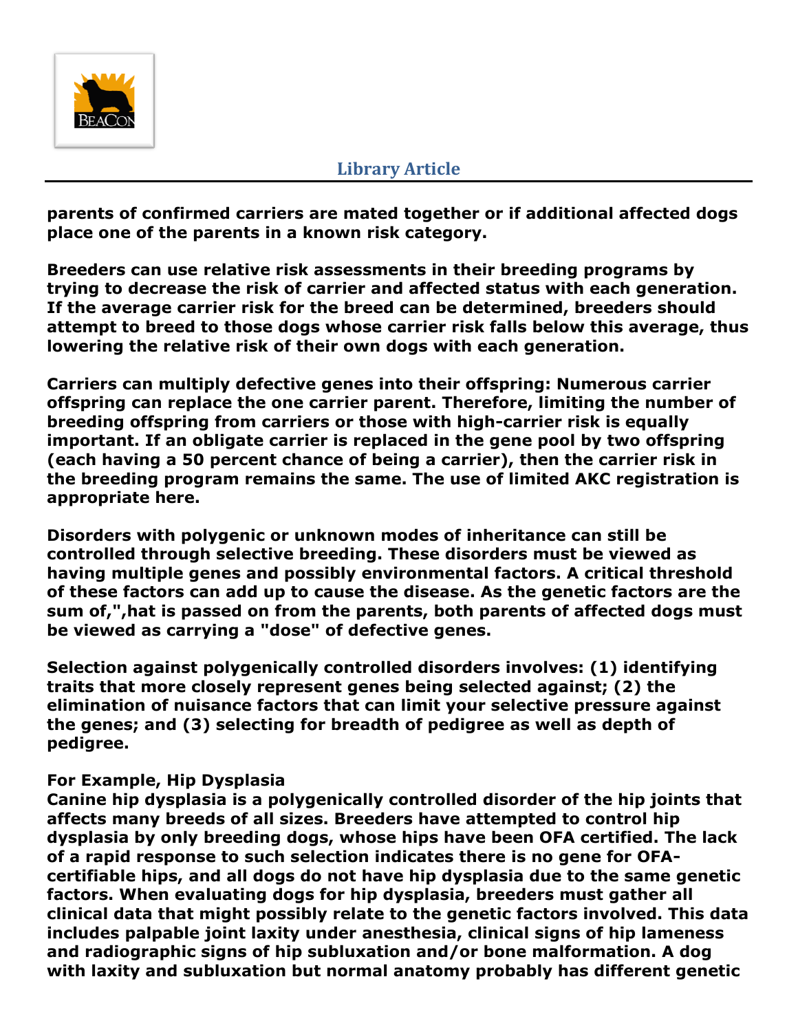parents of confirmed carriers are mated together or if additional affected dogs place one of the parents in a known risk category.

Breeders can use relative risk assessments in their breeding programs by trying to decrease the risk of carrier and affected status with each generation. If the average carrier risk for the breed can be determined, breeders should attempt to breed to those dogs whose carrier risk falls below this average, thus lowering the relative risk of their own dogs with each generation.

Carriers can multiply defective genes into their offspring: Numerous carrier offspring can replace the one carrier parent. Therefore, limiting the number of breeding offspring from carriers or those with high-carrier risk is equally important. If an obligate carrier is replaced in the gene pool by two offspring (each having a 50 percent chance of being a carrier), then the carrier risk in the breeding program remains the same. The use of limited AKC registration is appropriate here.

Disorders with polygenic or unknown modes of inheritance can still be controlled through selective breeding. These disorders must be viewed as having multiple genes and possibly environmental factors. A critical threshold of these factors can add up to cause the disease. As the genetic factors are the sum of,",hat is passed on from the parents, both parents of affected dogs must be viewed as carrying a "dose" of defective genes.

Selection against polygenically controlled disorders involves: (1) identifying traits that more closely represent genes being selected against; (2) the elimination of nuisance factors that can limit your selective pressure against the genes; and (3) selecting for breadth of pedigree as well as depth of pedigree.

**For Example, Hip Dysplasia**

Canine hip dysplasia is a polygenically controlled disorder of the hip joints that affects many breeds of all sizes. Breeders have attempted to control hip dysplasia by only breeding dogs, whose hips have been OFA certified. The lack of a rapid response to such selection indicates there is no gene for OFA-certifiable hips, and all dogs do not have hip dysplasia due to the same genetic factors. When evaluating dogs for hip dysplasia, breeders must gather all clinical data that might possibly relate to the genetic factors involved. This data includes palpable joint laxity under anesthesia, clinical signs of hip lameness and radiographic signs of hip subluxation and/or bone malformation. A dog with laxity and subluxation but normal anatomy probably has different genetic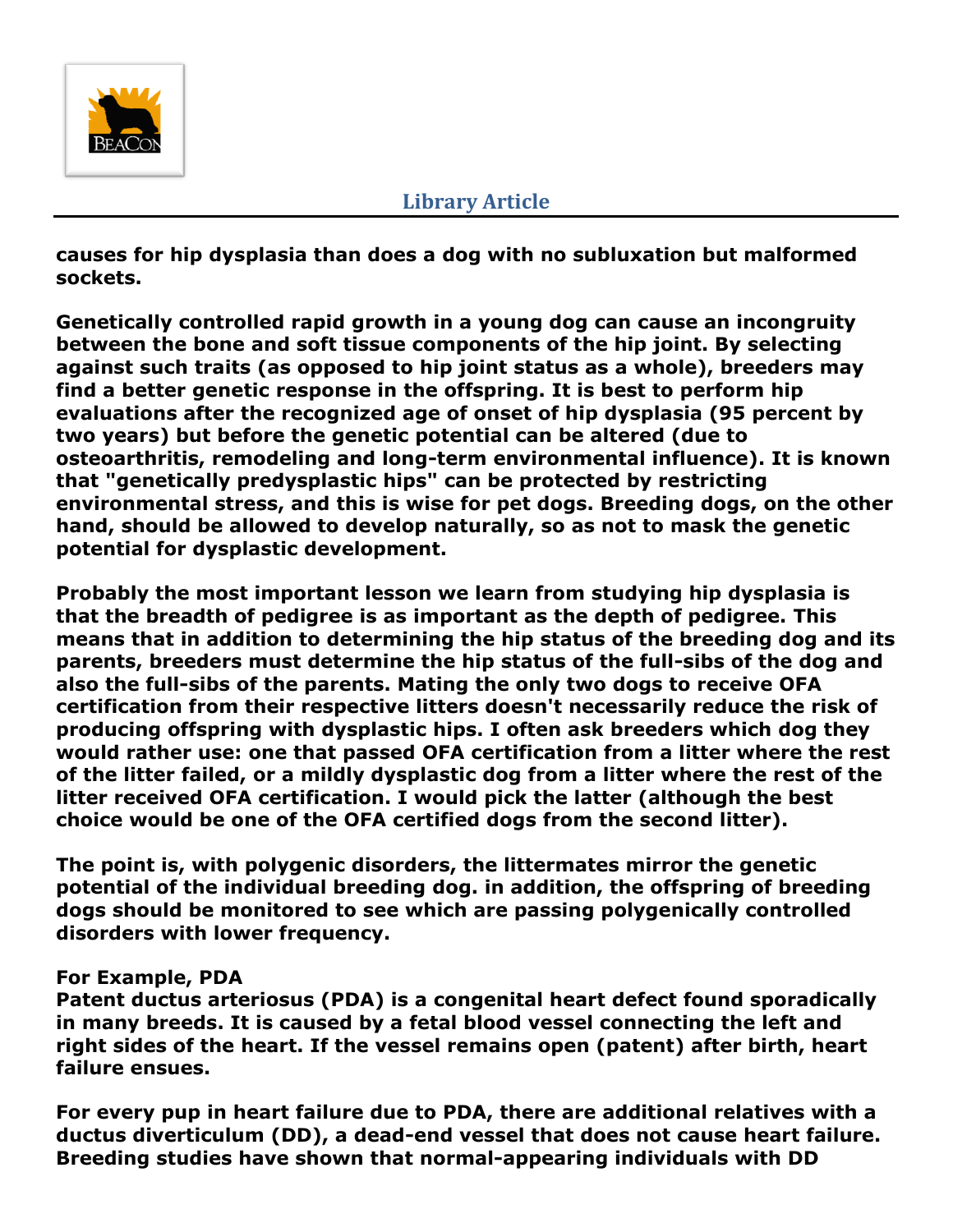causes for hip dysplasia than does a dog with no subluxation but malformed sockets.

Genetically controlled rapid growth in a young dog can cause an incongruity between the bone and soft tissue components of the hip joint. By selecting against such traits (as opposed to hip joint status as a whole), breeders may find a better genetic response in the offspring. It is best to perform hip evaluations after the recognized age of onset of hip dysplasia (95 percent by two years) but before the genetic potential can be altered (due to osteoarthritis, remodeling and long-term environmental influence). It is known that "genetically predysplastic hips" can be protected by restricting environmental stress, and this is wise for pet dogs. Breeding dogs, on the other hand, should be allowed to develop naturally, so as not to mask the genetic potential for dysplastic development.

Probably the most important lesson we learn from studying hip dysplasia is that the breadth of pedigree is as important as the depth of pedigree. This means that in addition to determining the hip status of the breeding dog and its parents, breeders must determine the hip status of the full-sibs of the dog and also the full-sibs of the parents. Mating the only two dogs to receive OFA certification from their respective litters doesn't necessarily reduce the risk of producing offspring with dysplastic hips. I often ask breeders which dog they would rather use: one that passed OFA certification from a litter where the rest of the litter failed, or a mildly dysplastic dog from a litter where the rest of the litter received OFA certification. I would pick the latter (although the best choice would be one of the OFA certified dogs from the second litter).

The point is, with polygenic disorders, the littermates mirror the genetic potential of the individual breeding dog. in addition, the offspring of breeding dogs should be monitored to see which are passing polygenically controlled disorders with lower frequency.

**For Example, PDA**

Patent ductus arteriosus (PDA) is a congenital heart defect found sporadically in many breeds. It is caused by a fetal blood vessel connecting the left and right sides of the heart. If the vessel remains open (patent) after birth, heart failure ensues.

For every pup in heart failure due to PDA, there are additional relatives with a ductus diverticulum (DD), a dead-end vessel that does not cause heart failure. Breeding studies have shown that normal-appearing individuals with DD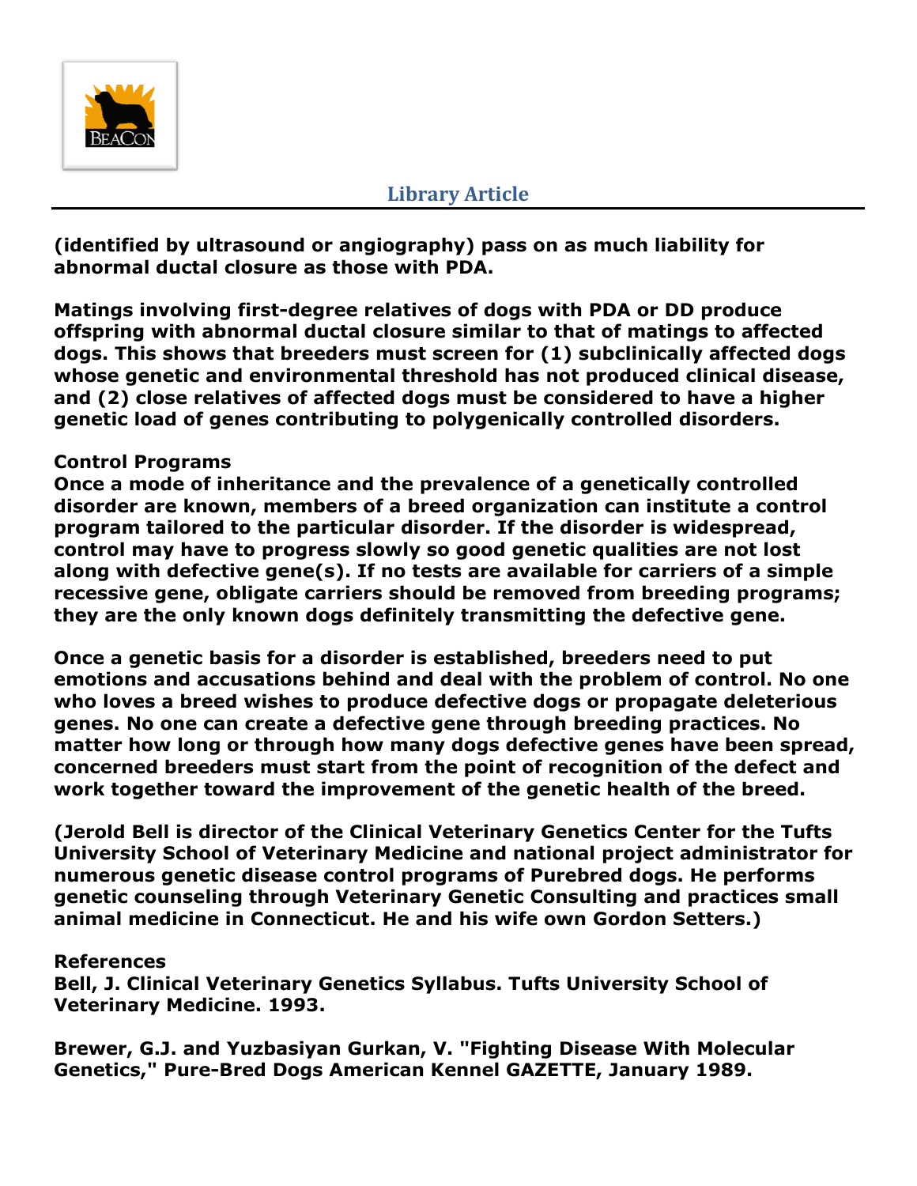**(identified by ultrasound or angiography) pass on as much liability for abnormal ductal closure as those with PDA.**

**Matings involving first-degree relatives of dogs with PDA or DD produce offspring with abnormal ductal closure similar to that of matings to affected dogs. This shows that breeders must screen for (1) subclinically affected dogs whose genetic and environmental threshold has not produced clinical disease, and (2) close relatives of affected dogs must be considered to have a higher genetic load of genes contributing to polygenically controlled disorders.**

**Control Programs**
**Once a mode of inheritance and the prevalence of a genetically controlled disorder are known, members of a breed organization can institute a control program tailored to the particular disorder. If the disorder is widespread, control may have to progress slowly so good genetic qualities are not lost along with defective gene(s). If no tests are available for carriers of a simple recessive gene, obligate carriers should be removed from breeding programs; they are the only known dogs definitely transmitting the defective gene.**

**Once a genetic basis for a disorder is established, breeders need to put emotions and accusations behind and deal with the problem of control. No one who loves a breed wishes to produce defective dogs or propagate deleterious genes. No one can create a defective gene through breeding practices. No matter how long or through how many dogs defective genes have been spread, concerned breeders must start from the point of recognition of the defect and work together toward the improvement of the genetic health of the breed.**

**(Jerold Bell is director of the Clinical Veterinary Genetics Center for the Tufts University School of Veterinary Medicine and national project administrator for numerous genetic disease control programs of Purebred dogs. He performs genetic counseling through Veterinary Genetic Consulting and practices small animal medicine in Connecticut. He and his wife own Gordon Setters.)**

**References**
**Bell, J. Clinical Veterinary Genetics Syllabus. Tufts University School of Veterinary Medicine. 1993.**

**Brewer, G.J. and Yuzbasiyan Gurkan, V. "Fighting Disease With Molecular Genetics," Pure-Bred Dogs American Kennel GAZETTE, January 1989.**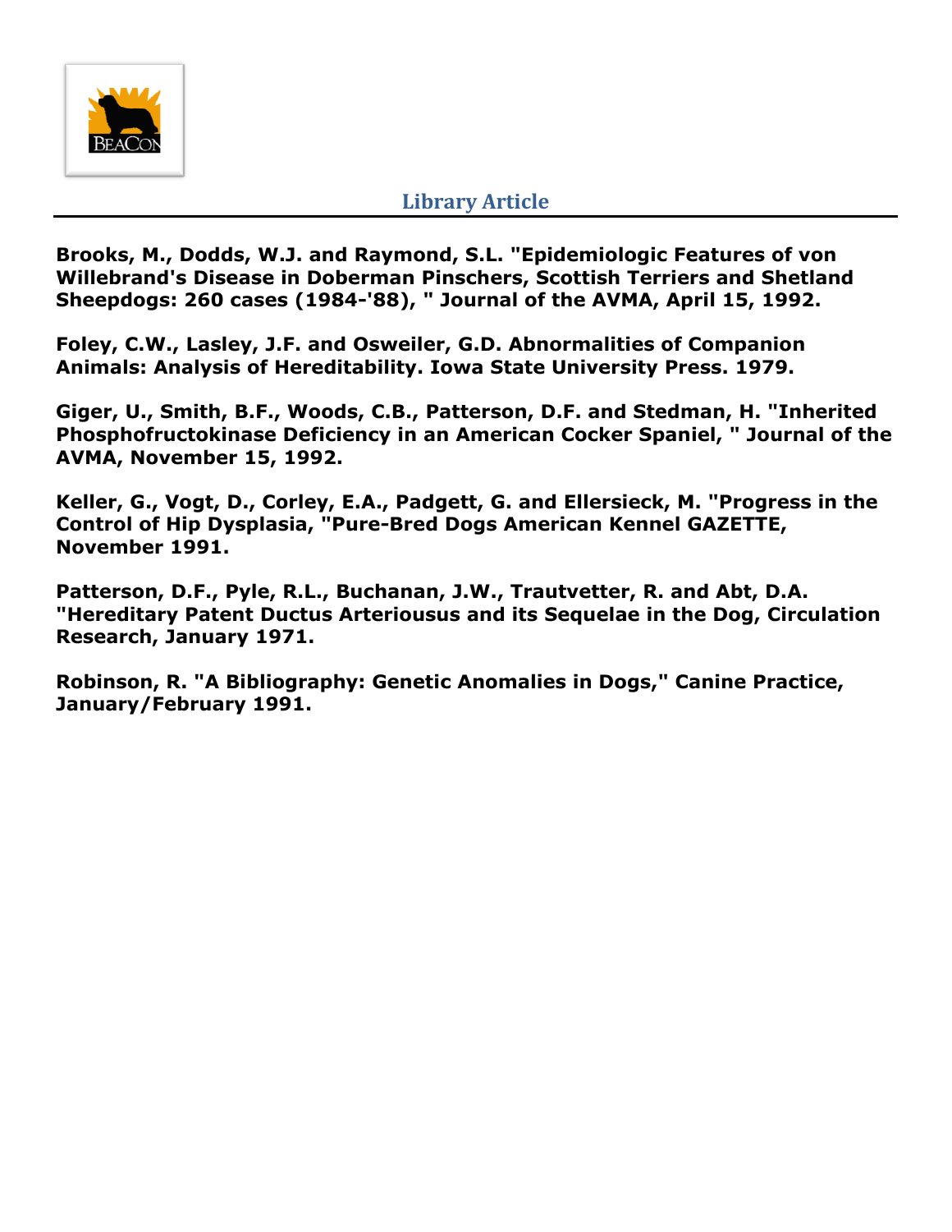## Library Article

**Brooks, M., Dodds, W.J. and Raymond, S.L. "Epidemiologic Features of von Willebrand's Disease in Doberman Pinschers, Scottish Terriers and Shetland Sheepdogs: 260 cases (1984-'88), " Journal of the AVMA, April 15, 1992.**

**Foley, C.W., Lasley, J.F. and Osweiler, G.D. Abnormalities of Companion Animals: Analysis of Hereditability. Iowa State University Press. 1979.**

**Giger, U., Smith, B.F., Woods, C.B., Patterson, D.F. and Stedman, H. "Inherited Phosphofructokinase Deficiency in an American Cocker Spaniel, " Journal of the AVMA, November 15, 1992.**

**Keller, G., Vogt, D., Corley, E.A., Padgett, G. and Ellersieck, M. "Progress in the Control of Hip Dysplasia, "Pure-Bred Dogs American Kennel GAZETTE, November 1991.**

**Patterson, D.F., Pyle, R.L., Buchanan, J.W., Trautvetter, R. and Abt, D.A. "Hereditary Patent Ductus Arteriousus and its Sequelae in the Dog, Circulation Research, January 1971.**

**Robinson, R. "A Bibliography: Genetic Anomalies in Dogs," Canine Practice, January/February 1991.**